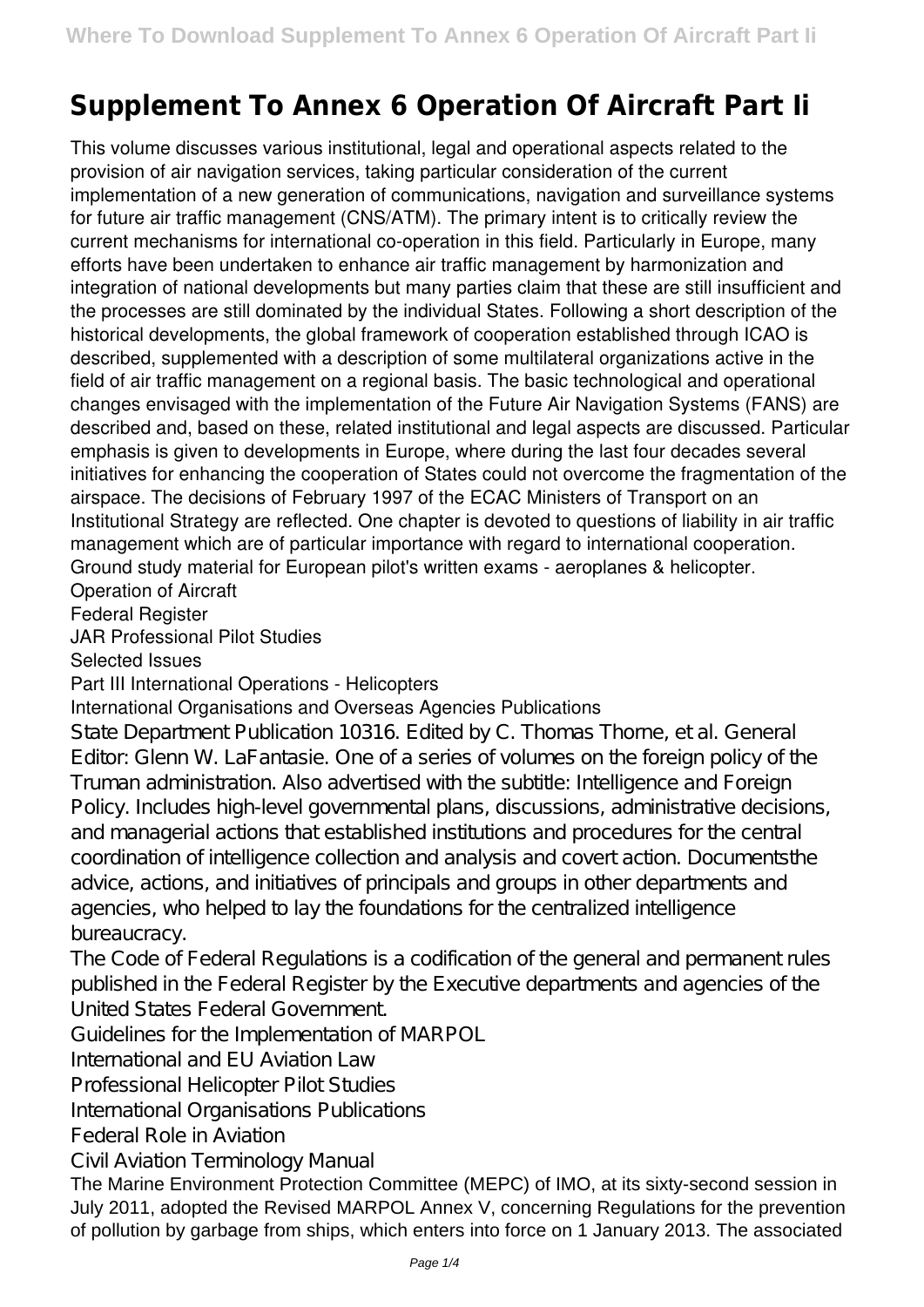# Supplement To Annex 6 Operation Of Aircraft Part Ii

This volume discusses various institutional, legal and operational aspects related to the provision of air navigation services, taking particular consideration of the current implementation of a new generation of communications, navigation and surveillance systems for future air traffic management (CNS/ATM). The primary intent is to critically review the current mechanisms for international co-operation in this field. Particularly in Europe, many efforts have been undertaken to enhance air traffic management by harmonization and integration of national developments but many parties claim that these are still insufficient and the processes are still dominated by the individual States. Following a short description of the historical developments, the global framework of cooperation established through ICAO is described, supplemented with a description of some multilateral organizations active in the field of air traffic management on a regional basis. The basic technological and operational changes envisaged with the implementation of the Future Air Navigation Systems (FANS) are described and, based on these, related institutional and legal aspects are discussed. Particular emphasis is given to developments in Europe, where during the last four decades several initiatives for enhancing the cooperation of States could not overcome the fragmentation of the airspace. The decisions of February 1997 of the ECAC Ministers of Transport on an Institutional Strategy are reflected. One chapter is devoted to questions of liability in air traffic management which are of particular importance with regard to international cooperation.

Ground study material for European pilot's written exams - aeroplanes & helicopter.

Operation of Aircraft

Federal Register

JAR Professional Pilot Studies

Selected Issues

Part III International Operations - Helicopters

International Organisations and Overseas Agencies Publications

State Department Publication 10316. Edited by C. Thomas Thorne, et al. General Editor: Glenn W. LaFantasie. One of a series of volumes on the foreign policy of the Truman administration. Also advertised with the subtitle: Intelligence and Foreign Policy. Includes high-level governmental plans, discussions, administrative decisions, and managerial actions that established institutions and procedures for the central coordination of intelligence collection and analysis and covert action. Documentsthe advice, actions, and initiatives of principals and groups in other departments and agencies, who helped to lay the foundations for the centralized intelligence bureaucracy.

The Code of Federal Regulations is a codification of the general and permanent rules published in the Federal Register by the Executive departments and agencies of the United States Federal Government.

Guidelines for the Implementation of MARPOL

International and EU Aviation Law

Professional Helicopter Pilot Studies

International Organisations Publications

Federal Role in Aviation

Civil Aviation Terminology Manual

The Marine Environment Protection Committee (MEPC) of IMO, at its sixty-second session in July 2011, adopted the Revised MARPOL Annex V, concerning Regulations for the prevention of pollution by garbage from ships, which enters into force on 1 January 2013. The associated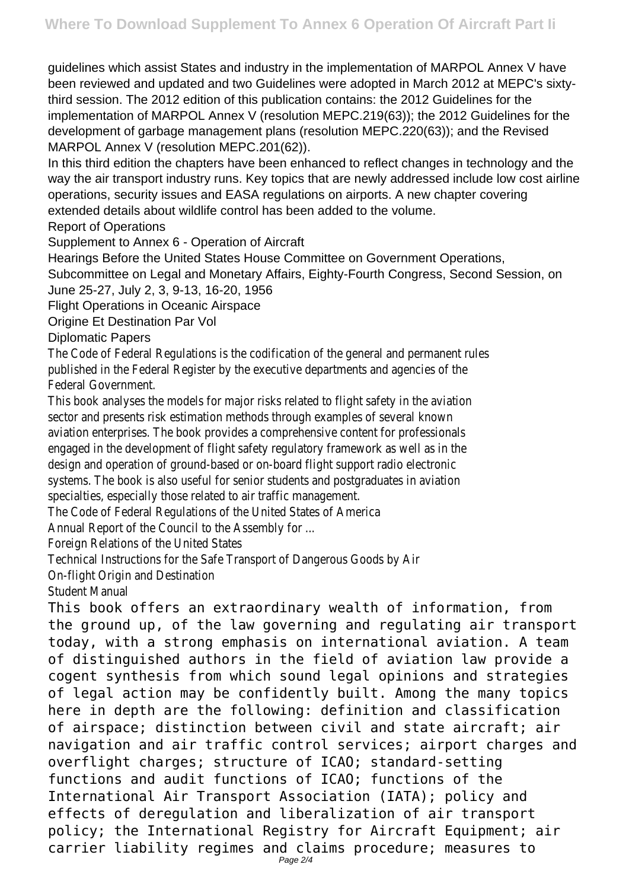guidelines which assist States and industry in the implementation of MARPOL Annex V have been reviewed and updated and two Guidelines were adopted in March 2012 at MEPC's sixty-third session. The 2012 edition of this publication contains: the 2012 Guidelines for the implementation of MARPOL Annex V (resolution MEPC.219(63)); the 2012 Guidelines for the development of garbage management plans (resolution MEPC.220(63)); and the Revised MARPOL Annex V (resolution MEPC.201(62)).

In this third edition the chapters have been enhanced to reflect changes in technology and the way the air transport industry runs. Key topics that are newly addressed include low cost airline operations, security issues and EASA regulations on airports. A new chapter covering extended details about wildlife control has been added to the volume.

Report of Operations

Supplement to Annex 6 - Operation of Aircraft

Hearings Before the United States House Committee on Government Operations, Subcommittee on Legal and Monetary Affairs, Eighty-Fourth Congress, Second Session, on June 25-27, July 2, 3, 9-13, 16-20, 1956

Flight Operations in Oceanic Airspace

Origine Et Destination Par Vol

Diplomatic Papers

The Code of Federal Regulations is the codification of the general and permanent rules published in the Federal Register by the executive departments and agencies of the Federal Government.

This book analyses the models for major risks related to flight safety in the aviation sector and presents risk estimation methods through examples of several known aviation enterprises. The book provides a comprehensive content for professionals engaged in the development of flight safety regulatory framework as well as in the design and operation of ground-based or on-board flight support radio electronic systems. The book is also useful for senior students and postgraduates in aviation specialties, especially those related to air traffic management.

The Code of Federal Regulations of the United States of America

Annual Report of the Council to the Assembly for ...

Foreign Relations of the United States

Technical Instructions for the Safe Transport of Dangerous Goods by Air

On-flight Origin and Destination

Student Manual

This book offers an extraordinary wealth of information, from the ground up, of the law governing and regulating air transport today, with a strong emphasis on international aviation. A team of distinguished authors in the field of aviation law provide a cogent synthesis from which sound legal opinions and strategies of legal action may be confidently built. Among the many topics here in depth are the following: definition and classification of airspace; distinction between civil and state aircraft; air navigation and air traffic control services; airport charges and overflight charges; structure of ICAO; standard-setting functions and audit functions of ICAO; functions of the International Air Transport Association (IATA); policy and effects of deregulation and liberalization of air transport policy; the International Registry for Aircraft Equipment; air carrier liability regimes and claims procedure; measures to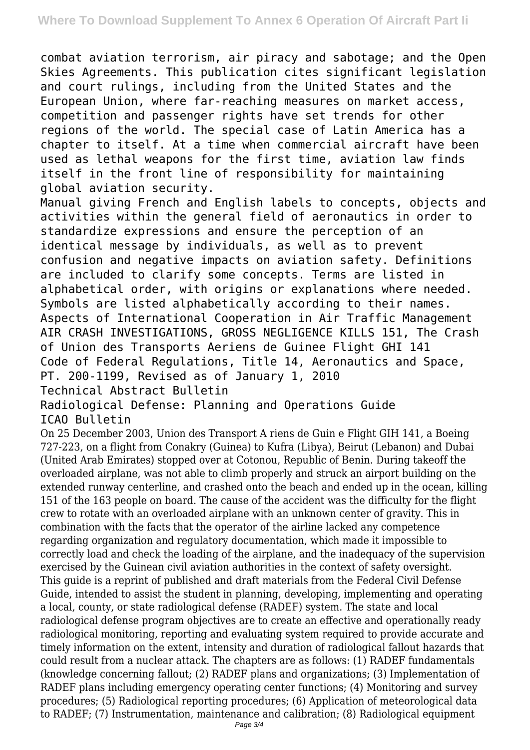combat aviation terrorism, air piracy and sabotage; and the Open Skies Agreements. This publication cites significant legislation and court rulings, including from the United States and the European Union, where far-reaching measures on market access, competition and passenger rights have set trends for other regions of the world. The special case of Latin America has a chapter to itself. At a time when commercial aircraft have been used as lethal weapons for the first time, aviation law finds itself in the front line of responsibility for maintaining global aviation security.

Manual giving French and English labels to concepts, objects and activities within the general field of aeronautics in order to standardize expressions and ensure the perception of an identical message by individuals, as well as to prevent confusion and negative impacts on aviation safety. Definitions are included to clarify some concepts. Terms are listed in alphabetical order, with origins or explanations where needed. Symbols are listed alphabetically according to their names.

Aspects of International Cooperation in Air Traffic Management

AIR CRASH INVESTIGATIONS, GROSS NEGLIGENCE KILLS 151, The Crash of Union des Transports Aeriens de Guinee Flight GHI 141

Code of Federal Regulations, Title 14, Aeronautics and Space, PT. 200-1199, Revised as of January 1, 2010

Technical Abstract Bulletin

Radiological Defense: Planning and Operations Guide

ICAO Bulletin

On 25 December 2003, Union des Transport A riens de Guin e Flight GIH 141, a Boeing 727-223, on a flight from Conakry (Guinea) to Kufra (Libya), Beirut (Lebanon) and Dubai (United Arab Emirates) stopped over at Cotonou, Republic of Benin. During takeoff the overloaded airplane, was not able to climb properly and struck an airport building on the extended runway centerline, and crashed onto the beach and ended up in the ocean, killing 151 of the 163 people on board. The cause of the accident was the difficulty for the flight crew to rotate with an overloaded airplane with an unknown center of gravity. This in combination with the facts that the operator of the airline lacked any competence regarding organization and regulatory documentation, which made it impossible to correctly load and check the loading of the airplane, and the inadequacy of the supervision exercised by the Guinean civil aviation authorities in the context of safety oversight.

This guide is a reprint of published and draft materials from the Federal Civil Defense Guide, intended to assist the student in planning, developing, implementing and operating a local, county, or state radiological defense (RADEF) system. The state and local radiological defense program objectives are to create an effective and operationally ready radiological monitoring, reporting and evaluating system required to provide accurate and timely information on the extent, intensity and duration of radiological fallout hazards that could result from a nuclear attack. The chapters are as follows: (1) RADEF fundamentals (knowledge concerning fallout; (2) RADEF plans and organizations; (3) Implementation of RADEF plans including emergency operating center functions; (4) Monitoring and survey procedures; (5) Radiological reporting procedures; (6) Application of meteorological data to RADEF; (7) Instrumentation, maintenance and calibration; (8) Radiological equipment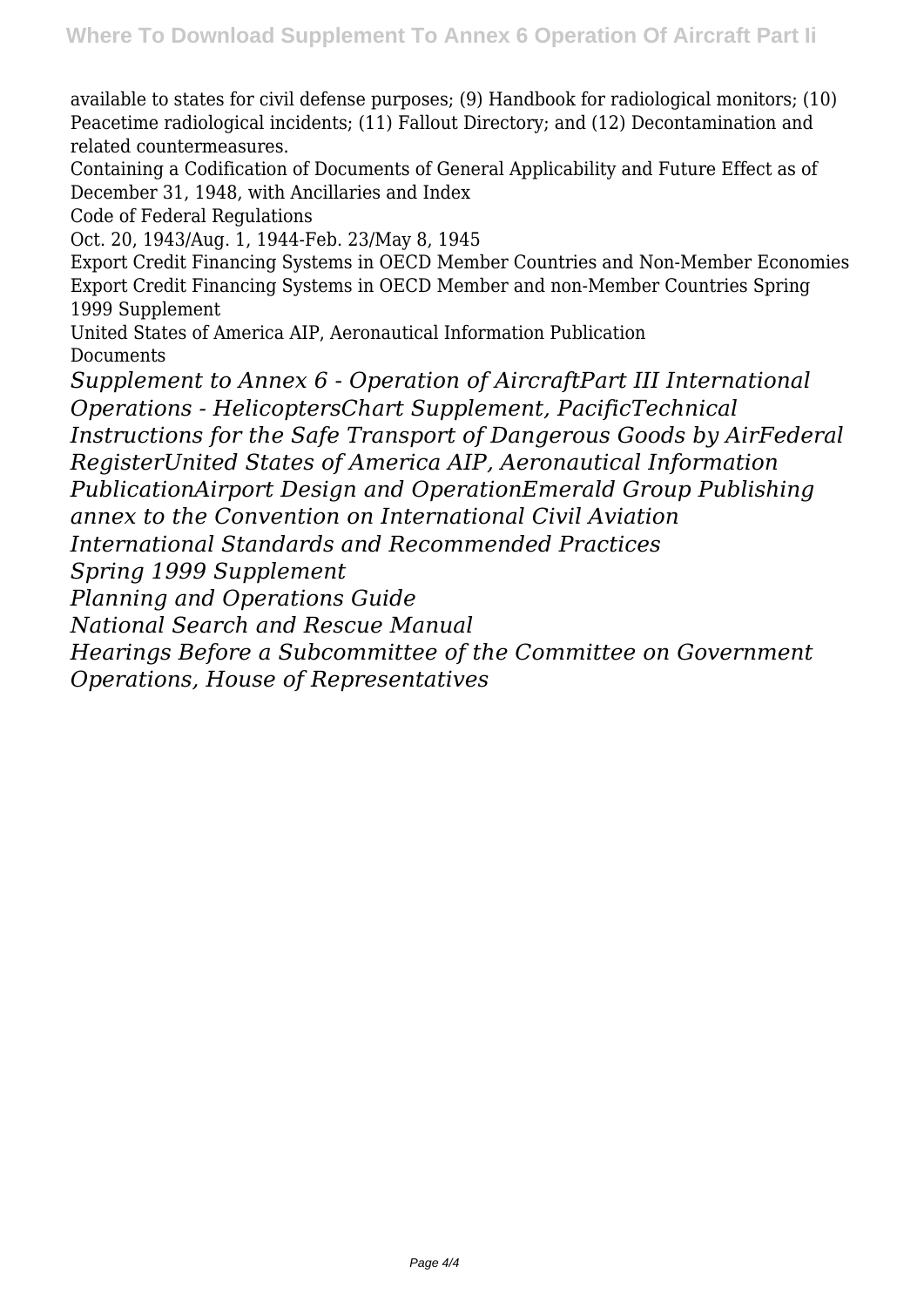available to states for civil defense purposes; (9) Handbook for radiological monitors; (10) Peacetime radiological incidents; (11) Fallout Directory; and (12) Decontamination and related countermeasures.

Containing a Codification of Documents of General Applicability and Future Effect as of December 31, 1948, with Ancillaries and Index

Code of Federal Regulations

Oct. 20, 1943/Aug. 1, 1944-Feb. 23/May 8, 1945

Export Credit Financing Systems in OECD Member Countries and Non-Member Economies

Export Credit Financing Systems in OECD Member and non-Member Countries Spring 1999 Supplement

United States of America AIP, Aeronautical Information Publication

Documents

*Supplement to Annex 6 - Operation of AircraftPart III International Operations - HelicoptersChart Supplement, PacificTechnical Instructions for the Safe Transport of Dangerous Goods by AirFederal RegisterUnited States of America AIP, Aeronautical Information PublicationAirport Design and OperationEmerald Group Publishing*

*annex to the Convention on International Civil Aviation*

*International Standards and Recommended Practices*

*Spring 1999 Supplement*

*Planning and Operations Guide*

*National Search and Rescue Manual*

*Hearings Before a Subcommittee of the Committee on Government Operations, House of Representatives*